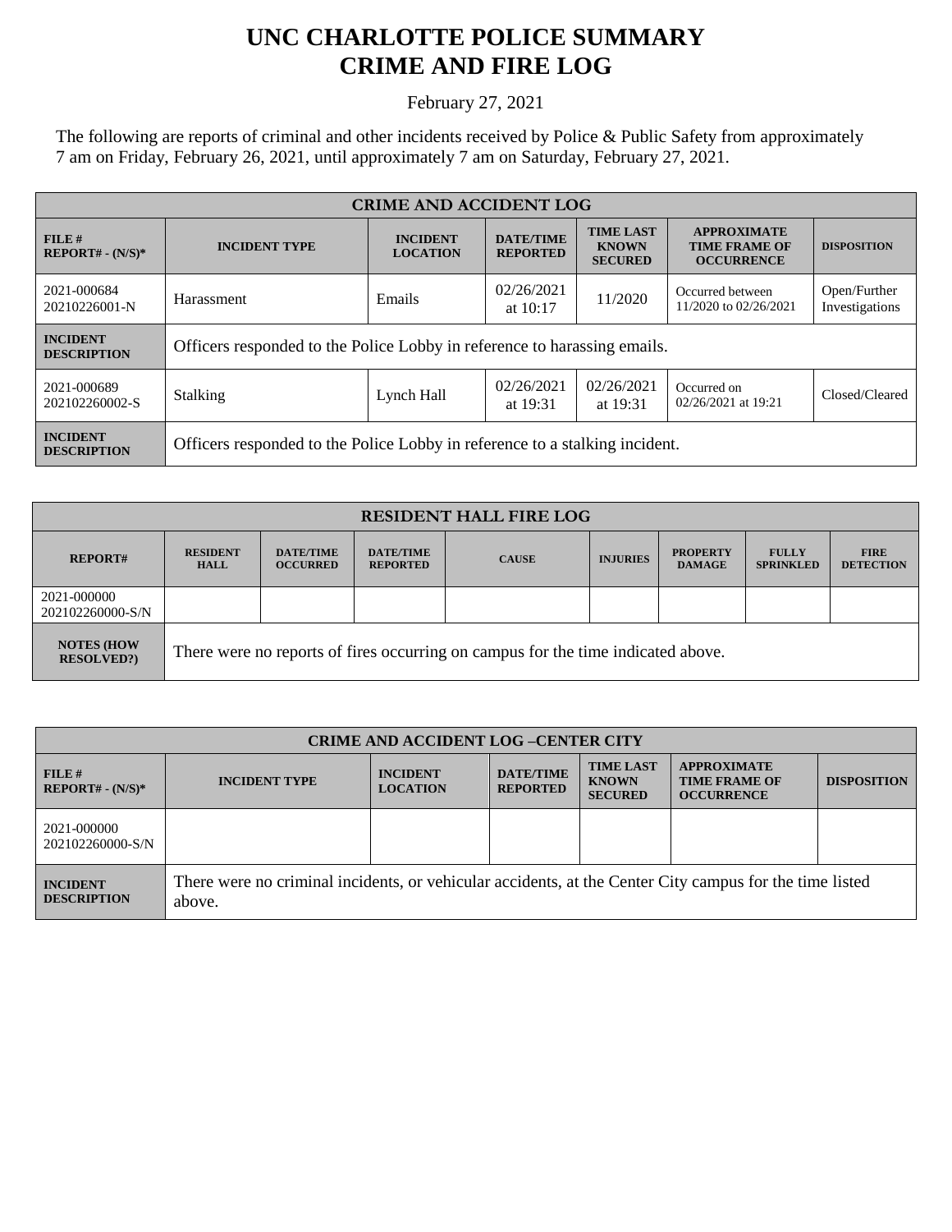# UNC CHARLOTTE POLICE SUMMARY
# CRIME AND FIRE LOG

February 27, 2021

The following are reports of criminal and other incidents received by Police & Public Safety from approximately 7 am on Friday, February 26, 2021, until approximately 7 am on Saturday, February 27, 2021.

| CRIME AND ACCIDENT LOG | | | | | | |
|---|---|---|---|---|---|---|
| **FILE # REPORT# - (N/S)*** | **INCIDENT TYPE** | **INCIDENT LOCATION** | **DATE/TIME REPORTED** | **TIME LAST KNOWN SECURED** | **APPROXIMATE TIME FRAME OF OCCURRENCE** | **DISPOSITION** |
| 2021-000684 20210226001-N | Harassment | Emails | 02/26/2021 at 10:17 | 11/2020 | Occurred between 11/2020 to 02/26/2021 | Open/Further Investigations |
| **INCIDENT DESCRIPTION** | Officers responded to the Police Lobby in reference to harassing emails. | | | | | |
| 2021-000689 202102260002-S | Stalking | Lynch Hall | 02/26/2021 at 19:31 | 02/26/2021 at 19:31 | Occurred on 02/26/2021 at 19:21 | Closed/Cleared |
| **INCIDENT DESCRIPTION** | Officers responded to the Police Lobby in reference to a stalking incident. | | | | | |

| RESIDENT HALL FIRE LOG | | | | | | | | |
|---|---|---|---|---|---|---|---|---|
| **REPORT#** | **RESIDENT HALL** | **DATE/TIME OCCURRED** | **DATE/TIME REPORTED** | **CAUSE** | **INJURIES** | **PROPERTY DAMAGE** | **FULLY SPRINKLED** | **FIRE DETECTION** |
| 2021-000000 202102260000-S/N | | | | | | | | |
| **NOTES (HOW RESOLVED?)** | There were no reports of fires occurring on campus for the time indicated above. | | | | | | | |

| CRIME AND ACCIDENT LOG –CENTER CITY | | | | | | |
|---|---|---|---|---|---|---|
| **FILE # REPORT# - (N/S)*** | **INCIDENT TYPE** | **INCIDENT LOCATION** | **DATE/TIME REPORTED** | **TIME LAST KNOWN SECURED** | **APPROXIMATE TIME FRAME OF OCCURRENCE** | **DISPOSITION** |
| 2021-000000 202102260000-S/N | | | | | | |
| **INCIDENT DESCRIPTION** | There were no criminal incidents, or vehicular accidents, at the Center City campus for the time listed above. | | | | | |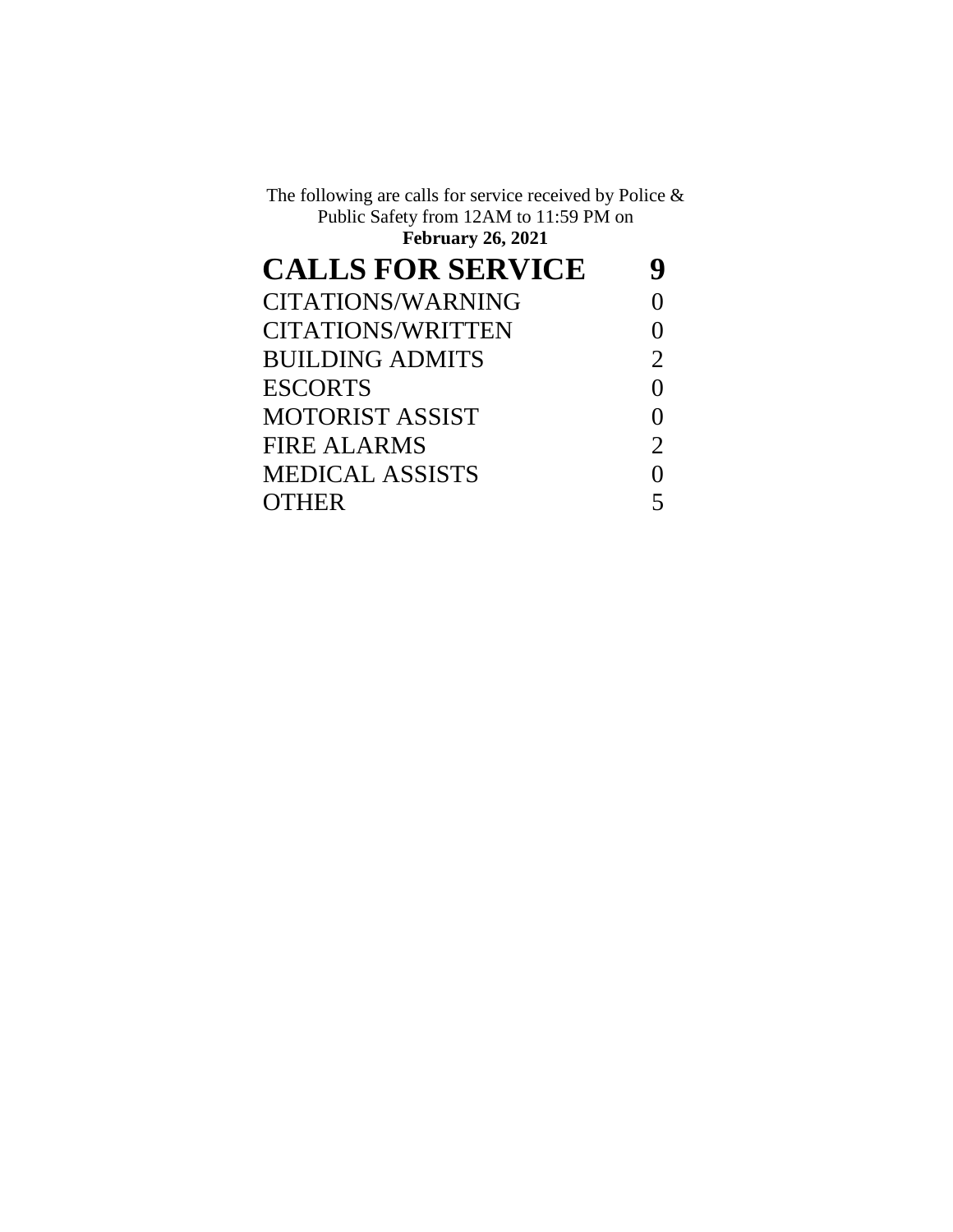The following are calls for service received by Police & Public Safety from 12AM to 11:59 PM on

**February 26, 2021**

| | |
|---|---|
| **CALLS FOR SERVICE** | **9** |
| CITATIONS/WARNING | 0 |
| CITATIONS/WRITTEN | 0 |
| BUILDING ADMITS | 2 |
| ESCORTS | 0 |
| MOTORIST ASSIST | 0 |
| FIRE ALARMS | 2 |
| MEDICAL ASSISTS | 0 |
| OTHER | 5 |